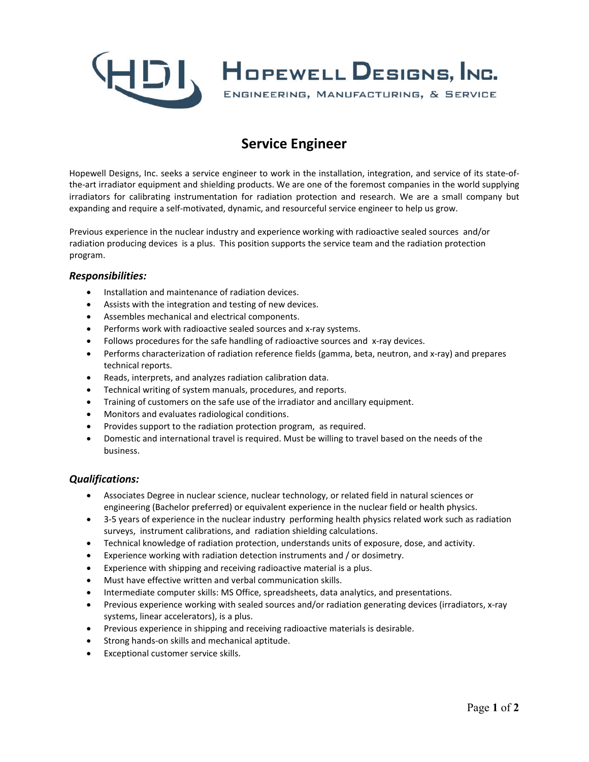**HOPEWELL DESIGNS, INC.**

ENGINEERING, MANUFACTURING, & SERVICE

# Service Engineer

Hopewell Designs, Inc. seeks a service engineer to work in the installation, integration, and service of its state-of-the-art irradiator equipment and shielding products. We are one of the foremost companies in the world supplying irradiators for calibrating instrumentation for radiation protection and research. We are a small company but expanding and require a self-motivated, dynamic, and resourceful service engineer to help us grow.

Previous experience in the nuclear industry and experience working with radioactive sealed sources and/or radiation producing devices is a plus. This position supports the service team and the radiation protection program.

### *Responsibilities:*

- Installation and maintenance of radiation devices.
- Assists with the integration and testing of new devices.
- Assembles mechanical and electrical components.
- Performs work with radioactive sealed sources and x-ray systems.
- Follows procedures for the safe handling of radioactive sources and x-ray devices.
- Performs characterization of radiation reference fields (gamma, beta, neutron, and x-ray) and prepares technical reports.
- Reads, interprets, and analyzes radiation calibration data.
- Technical writing of system manuals, procedures, and reports.
- Training of customers on the safe use of the irradiator and ancillary equipment.
- Monitors and evaluates radiological conditions.
- Provides support to the radiation protection program, as required.
- Domestic and international travel is required. Must be willing to travel based on the needs of the business.

### *Qualifications:*

- Associates Degree in nuclear science, nuclear technology, or related field in natural sciences or engineering (Bachelor preferred) or equivalent experience in the nuclear field or health physics.
- 3-5 years of experience in the nuclear industry performing health physics related work such as radiation surveys, instrument calibrations, and radiation shielding calculations.
- Technical knowledge of radiation protection, understands units of exposure, dose, and activity.
- Experience working with radiation detection instruments and / or dosimetry.
- Experience with shipping and receiving radioactive material is a plus.
- Must have effective written and verbal communication skills.
- Intermediate computer skills: MS Office, spreadsheets, data analytics, and presentations.
- Previous experience working with sealed sources and/or radiation generating devices (irradiators, x-ray systems, linear accelerators), is a plus.
- Previous experience in shipping and receiving radioactive materials is desirable.
- Strong hands-on skills and mechanical aptitude.
- Exceptional customer service skills.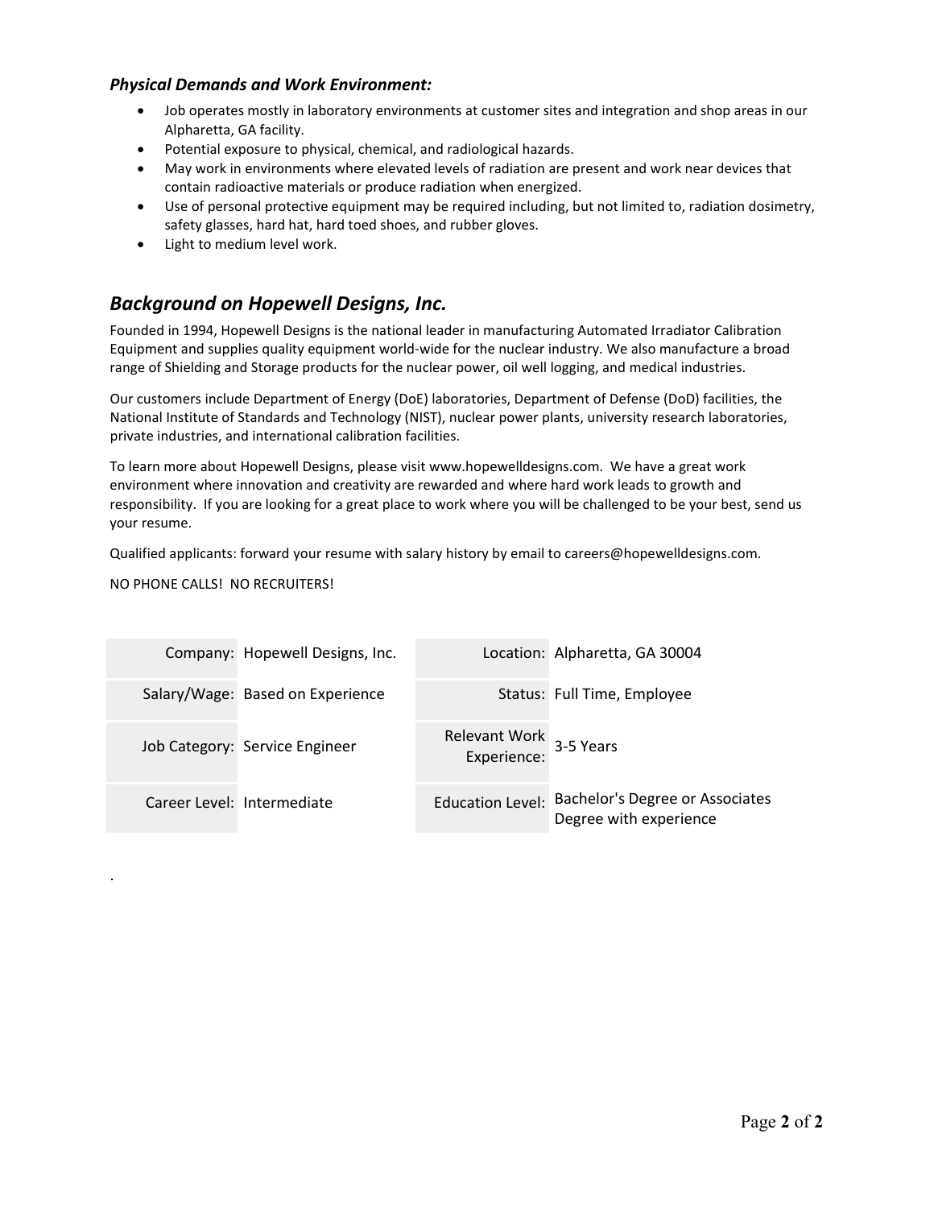### *Physical Demands and Work Environment:*

- Job operates mostly in laboratory environments at customer sites and integration and shop areas in our Alpharetta, GA facility.
- Potential exposure to physical, chemical, and radiological hazards.
- May work in environments where elevated levels of radiation are present and work near devices that contain radioactive materials or produce radiation when energized.
- Use of personal protective equipment may be required including, but not limited to, radiation dosimetry, safety glasses, hard hat, hard toed shoes, and rubber gloves.
- Light to medium level work.

## *Background on Hopewell Designs, Inc.*

Founded in 1994, Hopewell Designs is the national leader in manufacturing Automated Irradiator Calibration Equipment and supplies quality equipment world-wide for the nuclear industry. We also manufacture a broad range of Shielding and Storage products for the nuclear power, oil well logging, and medical industries.

Our customers include Department of Energy (DoE) laboratories, Department of Defense (DoD) facilities, the National Institute of Standards and Technology (NIST), nuclear power plants, university research laboratories, private industries, and international calibration facilities.

To learn more about Hopewell Designs, please visit www.hopewelldesigns.com. We have a great work environment where innovation and creativity are rewarded and where hard work leads to growth and responsibility. If you are looking for a great place to work where you will be challenged to be your best, send us your resume.

Qualified applicants: forward your resume with salary history by email to careers@hopewelldesigns.com.

NO PHONE CALLS! NO RECRUITERS!

| | | | |
|---|---|---|---|
| Company: | Hopewell Designs, Inc. | Location: | Alpharetta, GA 30004 |
| Salary/Wage: | Based on Experience | Status: | Full Time, Employee |
| Job Category: | Service Engineer | Relevant Work Experience: | 3-5 Years |
| Career Level: | Intermediate | Education Level: | Bachelor's Degree or Associates Degree with experience |

.